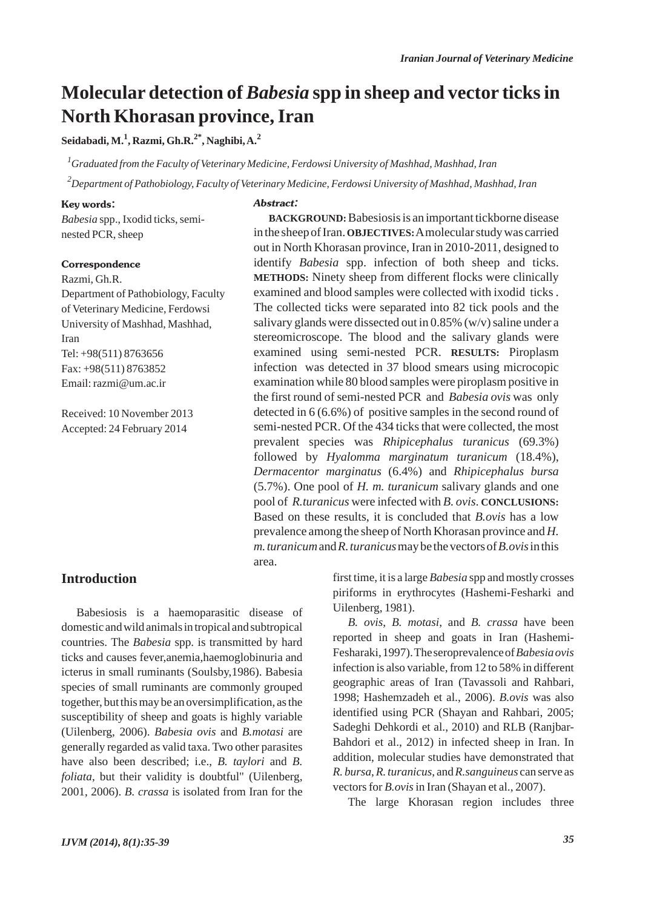# Molecular detection of *Babesia* spp in sheep and vector ticks in North Khorasan province, Iran

**Seidabadi, M.[1], Razmi, Gh.R.[2*], Naghibi, A.[2]**

[1]*Graduated from the Faculty of Veterinary Medicine, Ferdowsi University of Mashhad, Mashhad, Iran*

[2]*Department of Pathobiology, Faculty of Veterinary Medicine, Ferdowsi University of Mashhad, Mashhad, Iran*

**Key words:**

*Babesia* spp., Ixodid ticks, semi-nested PCR, sheep

**Correspondence**

Razmi, Gh.R.
Department of Pathobiology, Faculty of Veterinary Medicine, Ferdowsi University of Mashhad, Mashhad, Iran
Tel: +98(511) 8763656
Fax: +98(511) 8763852
Email: razmi@um.ac.ir

Received: 10 November 2013
Accepted: 24 February 2014

***Abstract:***

**BACKGROUND:** Babesiosis is an important tickborne disease in the sheep of Iran. **OBJECTIVES:** A molecular study was carried out in North Khorasan province, Iran in 2010-2011, designed to identify *Babesia* spp. infection of both sheep and ticks. **METHODS:** Ninety sheep from different flocks were clinically examined and blood samples were collected with ixodid ticks . The collected ticks were separated into 82 tick pools and the salivary glands were dissected out in 0.85% (w/v) saline under a stereomicroscope. The blood and the salivary glands were examined using semi-nested PCR. **RESULTS:** Piroplasm infection was detected in 37 blood smears using microcopic examination while 80 blood samples were piroplasm positive in the first round of semi-nested PCR and *Babesia ovis* was only detected in 6 (6.6%) of positive samples in the second round of semi-nested PCR. Of the 434 ticks that were collected, the most prevalent species was *Rhipicephalus turanicus* (69.3%) followed by *Hyalomma marginatum turanicum* (18.4%), *Dermacentor marginatus* (6.4%) and *Rhipicephalus bursa* (5.7%). One pool of *H. m. turanicum* salivary glands and one pool of *R.turanicus* were infected with *B. ovis*. **CONCLUSIONS:** Based on these results, it is concluded that *B.ovis* has a low prevalence among the sheep of North Khorasan province and *H. m. turanicum* and *R. turanicus* may be the vectors of *B.ovis* in this area.

## Introduction

Babesiosis is a haemoparasitic disease of domestic and wild animals in tropical and subtropical countries. The *Babesia* spp. is transmitted by hard ticks and causes fever,anemia,haemoglobinuria and icterus in small ruminants (Soulsby,1986). Babesia species of small ruminants are commonly grouped together, but this may be an oversimplification, as the susceptibility of sheep and goats is highly variable (Uilenberg, 2006). *Babesia ovis* and *B.motasi* are generally regarded as valid taxa. Two other parasites have also been described; i.e., *B. taylori* and *B. foliata*, but their validity is doubtful" (Uilenberg, 2001, 2006). *B. crassa* is isolated from Iran for the first time, it is a large *Babesia* spp and mostly crosses piriforms in erythrocytes (Hashemi-Fesharki and Uilenberg, 1981).

*B. ovis*, *B. motasi*, and *B. crassa* have been reported in sheep and goats in Iran (Hashemi-Fesharaki, 1997). The seroprevalence of *Babesia ovis* infection is also variable, from 12 to 58% in different geographic areas of Iran (Tavassoli and Rahbari, 1998; Hashemzadeh et al., 2006). *B.ovis* was also identified using PCR (Shayan and Rahbari, 2005; Sadeghi Dehkordi et al., 2010) and RLB (Ranjbar-Bahdori et al., 2012) in infected sheep in Iran. In addition, molecular studies have demonstrated that *R. bursa*, *R. turanicus*, and *R.sanguineus* can serve as vectors for *B.ovis* in Iran (Shayan et al., 2007).

The large Khorasan region includes three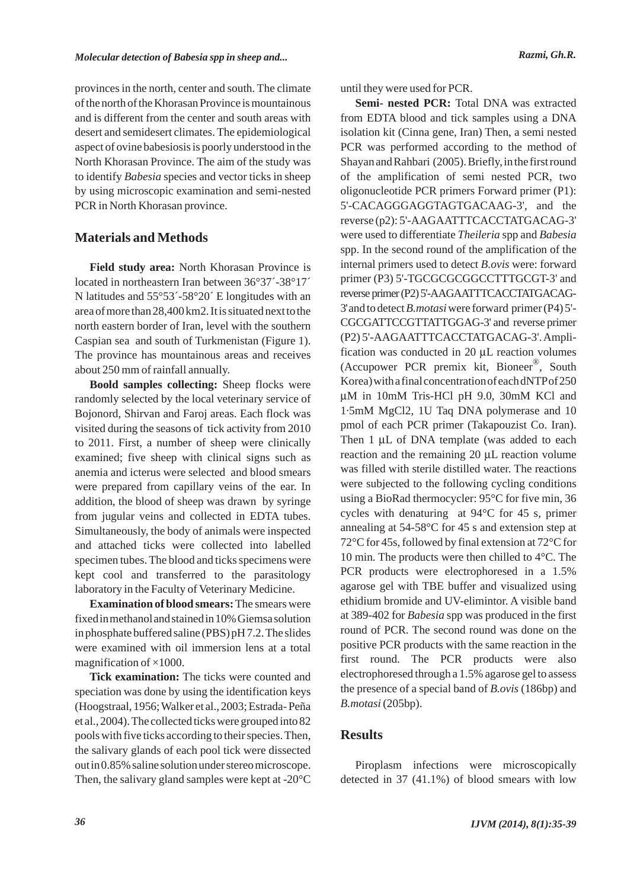provinces in the north, center and south. The climate of the north of the Khorasan Province is mountainous and is different from the center and south areas with desert and semidesert climates. The epidemiological aspect of ovine babesiosis is poorly understood in the North Khorasan Province. The aim of the study was to identify *Babesia* species and vector ticks in sheep by using microscopic examination and semi-nested PCR in North Khorasan province.

## Materials and Methods

**Field study area:** North Khorasan Province is located in northeastern Iran between 36°37´-38°17´ N latitudes and 55°53´-58°20´ E longitudes with an area of more than 28,400 km2. It is situated next to the north eastern border of Iran, level with the southern Caspian sea and south of Turkmenistan (Figure 1). The province has mountainous areas and receives about 250 mm of rainfall annually.

**Boold samples collecting:** Sheep flocks were randomly selected by the local veterinary service of Bojonord, Shirvan and Faroj areas. Each flock was visited during the seasons of tick activity from 2010 to 2011. First, a number of sheep were clinically examined; five sheep with clinical signs such as anemia and icterus were selected and blood smears were prepared from capillary veins of the ear. In addition, the blood of sheep was drawn by syringe from jugular veins and collected in EDTA tubes. Simultaneously, the body of animals were inspected and attached ticks were collected into labelled specimen tubes. The blood and ticks specimens were kept cool and transferred to the parasitology laboratory in the Faculty of Veterinary Medicine.

**Examination of blood smears:** The smears were fixed in methanol and stained in 10% Giemsa solution in phosphate buffered saline (PBS) pH 7.2. The slides were examined with oil immersion lens at a total magnification of ×1000.

**Tick examination:** The ticks were counted and speciation was done by using the identification keys (Hoogstraal, 1956; Walker et al., 2003; Estrada- Peña et al., 2004). The collected ticks were grouped into 82 pools with five ticks according to their species. Then, the salivary glands of each pool tick were dissected out in 0.85% saline solution under stereo microscope. Then, the salivary gland samples were kept at -20°C until they were used for PCR.

**Semi- nested PCR:** Total DNA was extracted from EDTA blood and tick samples using a DNA isolation kit (Cinna gene, Iran) Then, a semi nested PCR was performed according to the method of Shayan and Rahbari (2005). Briefly, in the first round of the amplification of semi nested PCR, two oligonucleotide PCR primers Forward primer (P1): 5'-CACAGGGAGGTAGTGACAAG-3', and the reverse (p2): 5'-AAGAATTTCACCTATGACAG-3' were used to differentiate *Theileria* spp and *Babesia* spp. In the second round of the amplification of the internal primers used to detect *B.ovis* were: forward primer (P3) 5'-TGCGCGCGGCCTTTGCGT-3' and reverse primer (P2) 5'-AAGAATTTCACCTATGACAG-3' and to detect *B.motasi* were forward primer (P4) 5'-CGCGATTCCGTTATTGGAG-3' and reverse primer (P2) 5'-AAGAATTTCACCTATGACAG-3'. Amplification was conducted in 20 µL reaction volumes (Accupower PCR premix kit, Bioneer®, South Korea) with a final concentration of each dNTP of 250 µM in 10mM Tris-HCl pH 9.0, 30mM KCl and 1·5mM MgCl2, 1U Taq DNA polymerase and 10 pmol of each PCR primer (Takapouzist Co. Iran). Then 1 µL of DNA template (was added to each reaction and the remaining 20 µL reaction volume was filled with sterile distilled water. The reactions were subjected to the following cycling conditions using a BioRad thermocycler: 95°C for five min, 36 cycles with denaturing at 94°C for 45 s, primer annealing at 54-58°C for 45 s and extension step at 72°C for 45s, followed by final extension at 72°C for 10 min. The products were then chilled to 4°C. The PCR products were electrophoresed in a 1.5% agarose gel with TBE buffer and visualized using ethidium bromide and UV-elimintor. A visible band at 389-402 for *Babesia* spp was produced in the first round of PCR. The second round was done on the positive PCR products with the same reaction in the first round. The PCR products were also electrophoresed through a 1.5% agarose gel to assess the presence of a special band of *B.ovis* (186bp) and *B.motasi* (205bp).

## Results

Piroplasm infections were microscopically detected in 37 (41.1%) of blood smears with low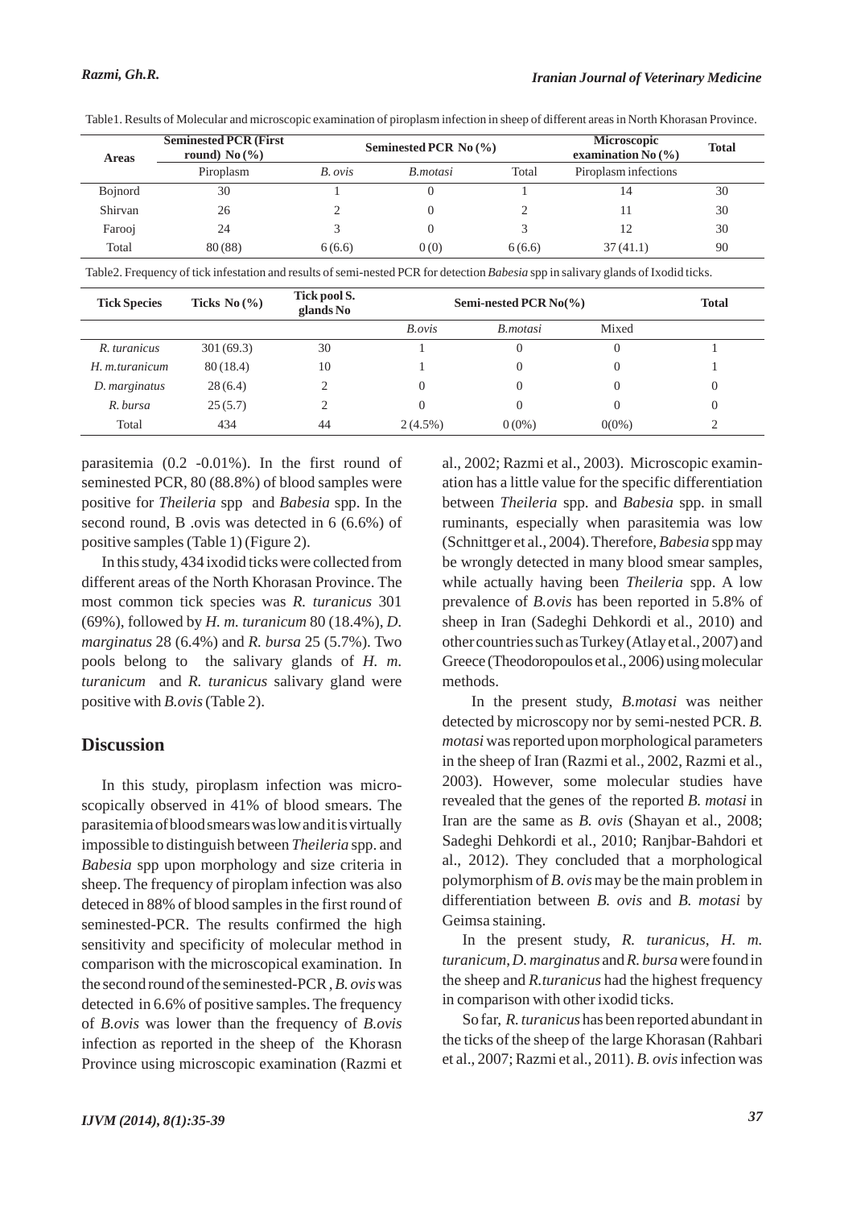Table1. Results of Molecular and microscopic examination of piroplasm infection in sheep of different areas in North Khorasan Province.

| Areas | Seminested PCR (First round) No (%) | Seminested PCR No (%) | | | Microscopic examination No (%) | Total |
|---|---|---|---|---|---|---|
| | Piroplasm | *B. ovis* | *B.motasi* | Total | Piroplasm infections | |
| Bojnord | 30 | 1 | 0 | 1 | 14 | 30 |
| Shirvan | 26 | 2 | 0 | 2 | 11 | 30 |
| Farooj | 24 | 3 | 0 | 3 | 12 | 30 |
| Total | 80 (88) | 6 (6.6) | 0 (0) | 6 (6.6) | 37 (41.1) | 90 |

Table2. Frequency of tick infestation and results of semi-nested PCR for detection *Babesia* spp in salivary glands of Ixodid ticks.

| Tick Species | Ticks No (%) | Tick pool S. glands No | Semi-nested PCR No(%) | | | Total |
|---|---|---|---|---|---|---|
| | | | *B.ovis* | *B.motasi* | Mixed | |
| *R. turanicus* | 301 (69.3) | 30 | 1 | 0 | 0 | 1 |
| *H. m.turanicum* | 80 (18.4) | 10 | 1 | 0 | 0 | 1 |
| *D. marginatus* | 28 (6.4) | 2 | 0 | 0 | 0 | 0 |
| *R. bursa* | 25 (5.7) | 2 | 0 | 0 | 0 | 0 |
| Total | 434 | 44 | 2 (4.5%) | 0 (0%) | 0(0%) | 2 |

parasitemia (0.2 -0.01%). In the first round of seminested PCR, 80 (88.8%) of blood samples were positive for *Theileria* spp and *Babesia* spp. In the second round, B .ovis was detected in 6 (6.6%) of positive samples (Table 1) (Figure 2).

In this study, 434 ixodid ticks were collected from different areas of the North Khorasan Province. The most common tick species was *R. turanicus* 301 (69%), followed by *H. m. turanicum* 80 (18.4%), *D. marginatus* 28 (6.4%) and *R. bursa* 25 (5.7%). Two pools belong to the salivary glands of *H. m. turanicum* and *R. turanicus* salivary gland were positive with *B.ovis* (Table 2).

## Discussion

In this study, piroplasm infection was microscopically observed in 41% of blood smears. The parasitemia of blood smears was low and it is virtually impossible to distinguish between *Theileria* spp. and *Babesia* spp upon morphology and size criteria in sheep. The frequency of piroplam infection was also deteced in 88% of blood samples in the first round of seminested-PCR. The results confirmed the high sensitivity and specificity of molecular method in comparison with the microscopical examination. In the second round of the seminested-PCR , *B. ovis* was detected in 6.6% of positive samples. The frequency of *B.ovis* was lower than the frequency of *B.ovis* infection as reported in the sheep of the Khorasn Province using microscopic examination (Razmi et al., 2002; Razmi et al., 2003). Microscopic examination has a little value for the specific differentiation between *Theileria* spp. and *Babesia* spp. in small ruminants, especially when parasitemia was low (Schnittger et al., 2004). Therefore, *Babesia* spp may be wrongly detected in many blood smear samples, while actually having been *Theileria* spp. A low prevalence of *B.ovis* has been reported in 5.8% of sheep in Iran (Sadeghi Dehkordi et al., 2010) and other countries such as Turkey (Atlay et al., 2007) and Greece (Theodoropoulos et al., 2006) using molecular methods.

In the present study, *B.motasi* was neither detected by microscopy nor by semi-nested PCR. *B. motasi* was reported upon morphological parameters in the sheep of Iran (Razmi et al., 2002, Razmi et al., 2003). However, some molecular studies have revealed that the genes of the reported *B. motasi* in Iran are the same as *B. ovis* (Shayan et al., 2008; Sadeghi Dehkordi et al., 2010; Ranjbar-Bahdori et al., 2012). They concluded that a morphological polymorphism of *B. ovis* may be the main problem in differentiation between *B. ovis* and *B. motasi* by Geimsa staining.

In the present study, *R. turanicus*, *H. m. turanicum*, *D. marginatus* and *R. bursa* were found in the sheep and *R.turanicus* had the highest frequency in comparison with other ixodid ticks.

So far, *R. turanicus* has been reported abundant in the ticks of the sheep of the large Khorasan (Rahbari et al., 2007; Razmi et al., 2011). *B. ovis* infection was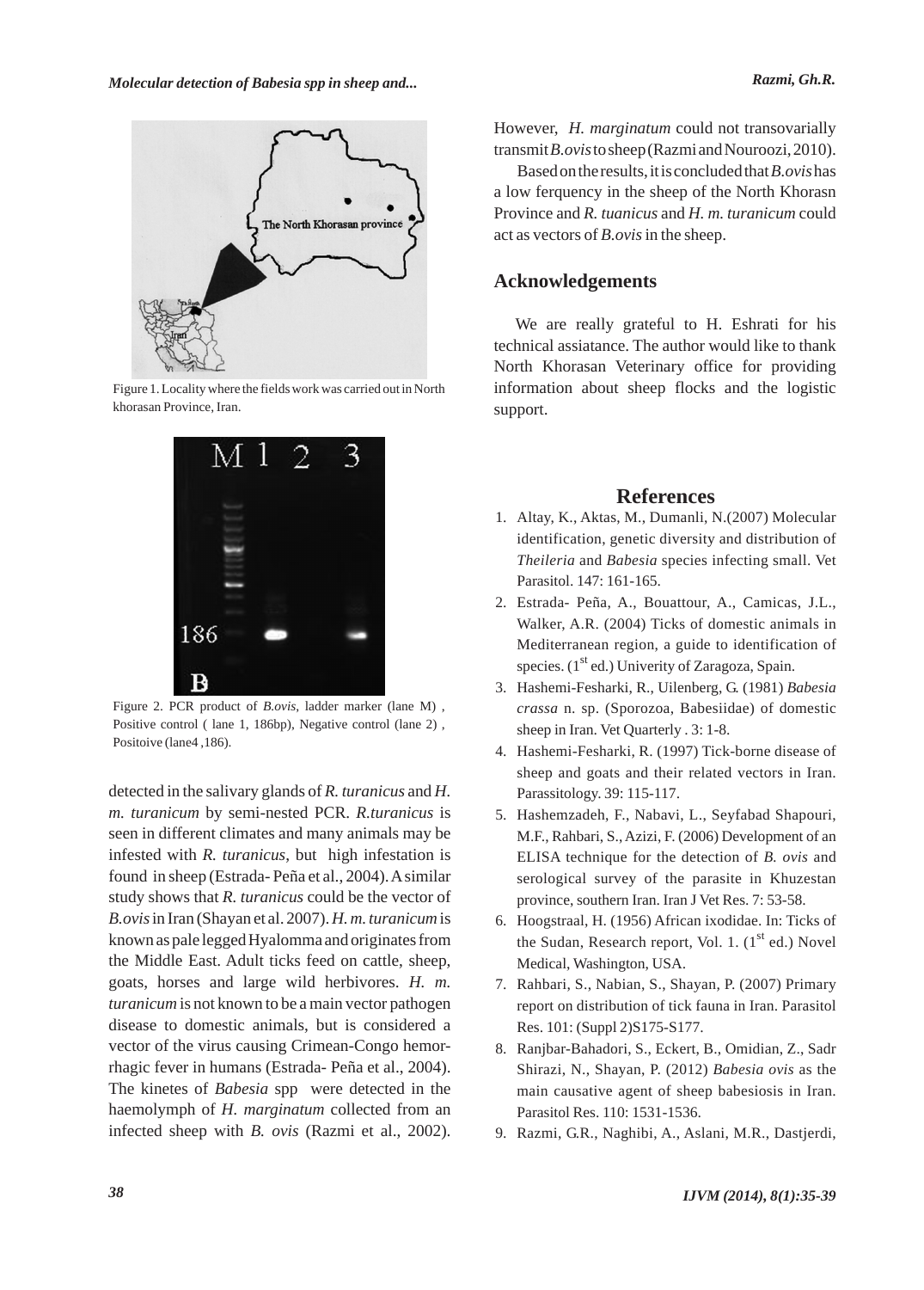Figure 1. Locality where the fields work was carried out in North khorasan Province, Iran.

Figure 2. PCR product of *B.ovis*, ladder marker (lane M) , Positive control ( lane 1, 186bp), Negative control (lane 2) , Positoive (lane4 ,186).

detected in the salivary glands of *R. turanicus* and *H. m. turanicum* by semi-nested PCR. *R.turanicus* is seen in different climates and many animals may be infested with *R. turanicus*, but high infestation is found in sheep (Estrada- Peña et al., 2004). A similar study shows that *R. turanicus* could be the vector of *B.ovis* in Iran (Shayan et al. 2007). *H. m. turanicum* is known as pale legged Hyalomma and originates from the Middle East. Adult ticks feed on cattle, sheep, goats, horses and large wild herbivores. *H. m. turanicum* is not known to be a main vector pathogen disease to domestic animals, but is considered a vector of the virus causing Crimean-Congo hemorrhagic fever in humans (Estrada- Peña et al., 2004). The kinetes of *Babesia* spp were detected in the haemolymph of *H. marginatum* collected from an infected sheep with *B. ovis* (Razmi et al., 2002). However, *H. marginatum* could not transovarially transmit *B.ovis* to sheep (Razmi and Nouroozi, 2010).

Based on the results, it is concluded that *B.ovis* has a low ferquency in the sheep of the North Khorasn Province and *R. tuanicus* and *H. m. turanicum* could act as vectors of *B.ovis* in the sheep.

## Acknowledgements

We are really grateful to H. Eshrati for his technical assiatance. The author would like to thank North Khorasan Veterinary office for providing information about sheep flocks and the logistic support.

## References

1. Altay, K., Aktas, M., Dumanli, N.(2007) Molecular identification, genetic diversity and distribution of *Theileria* and *Babesia* species infecting small. Vet Parasitol. 147: 161-165.
2. Estrada- Peña, A., Bouattour, A., Camicas, J.L., Walker, A.R. (2004) Ticks of domestic animals in Mediterranean region, a guide to identification of species. (1st ed.) Univerity of Zaragoza, Spain.
3. Hashemi-Fesharki, R., Uilenberg, G. (1981) *Babesia crassa* n. sp. (Sporozoa, Babesiidae) of domestic sheep in Iran. Vet Quarterly . 3: 1-8.
4. Hashemi-Fesharki, R. (1997) Tick-borne disease of sheep and goats and their related vectors in Iran. Parassitology. 39: 115-117.
5. Hashemzadeh, F., Nabavi, L., Seyfabad Shapouri, M.F., Rahbari, S., Azizi, F. (2006) Development of an ELISA technique for the detection of *B. ovis* and serological survey of the parasite in Khuzestan province, southern Iran. Iran J Vet Res. 7: 53-58.
6. Hoogstraal, H. (1956) African ixodidae. In: Ticks of the Sudan, Research report, Vol. 1. (1st ed.) Novel Medical, Washington, USA.
7. Rahbari, S., Nabian, S., Shayan, P. (2007) Primary report on distribution of tick fauna in Iran. Parasitol Res. 101: (Suppl 2)S175-S177.
8. Ranjbar-Bahadori, S., Eckert, B., Omidian, Z., Sadr Shirazi, N., Shayan, P. (2012) *Babesia ovis* as the main causative agent of sheep babesiosis in Iran. Parasitol Res. 110: 1531-1536.
9. Razmi, G.R., Naghibi, A., Aslani, M.R., Dastjerdi,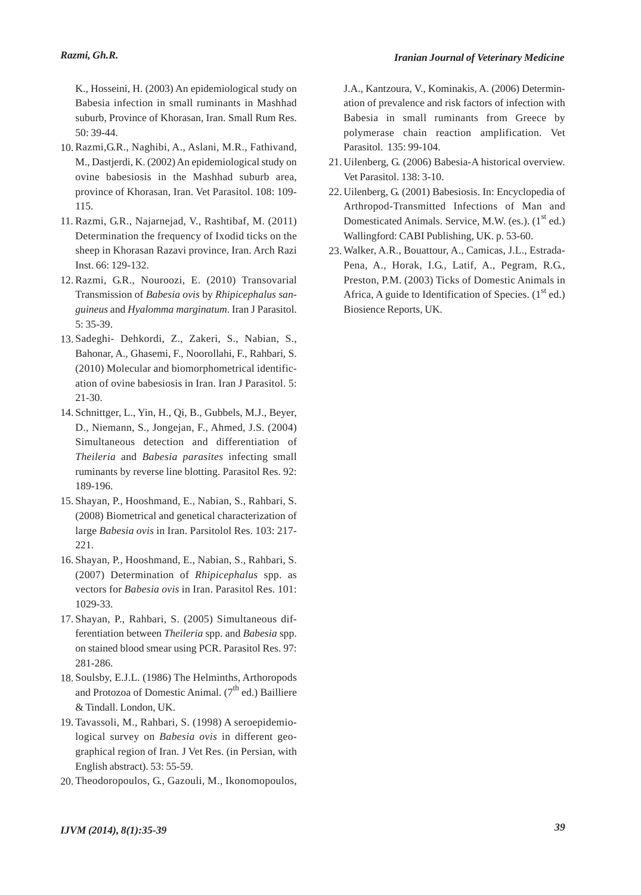K., Hosseini, H. (2003) An epidemiological study on Babesia infection in small ruminants in Mashhad suburb, Province of Khorasan, Iran. Small Rum Res. 50: 39-44.

10. Razmi,G.R., Naghibi, A., Aslani, M.R., Fathivand, M., Dastjerdi, K. (2002) An epidemiological study on ovine babesiosis in the Mashhad suburb area, province of Khorasan, Iran. Vet Parasitol. 108: 109-115.
11. Razmi, G.R., Najarnejad, V., Rashtibaf, M. (2011) Determination the frequency of Ixodid ticks on the sheep in Khorasan Razavi province, Iran. Arch Razi Inst. 66: 129-132.
12. Razmi, G.R., Nouroozi, E. (2010) Transovarial Transmission of *Babesia ovis* by *Rhipicephalus sanguineus* and *Hyalomma marginatum*. Iran J Parasitol. 5: 35-39.
13. Sadeghi- Dehkordi, Z., Zakeri, S., Nabian, S., Bahonar, A., Ghasemi, F., Noorollahi, F., Rahbari, S. (2010) Molecular and biomorphometrical identification of ovine babesiosis in Iran. Iran J Parasitol. 5: 21-30.
14. Schnittger, L., Yin, H., Qi, B., Gubbels, M.J., Beyer, D., Niemann, S., Jongejan, F., Ahmed, J.S. (2004) Simultaneous detection and differentiation of *Theileria* and *Babesia parasites* infecting small ruminants by reverse line blotting. Parasitol Res. 92: 189-196.
15. Shayan, P., Hooshmand, E., Nabian, S., Rahbari, S. (2008) Biometrical and genetical characterization of large *Babesia ovis* in Iran. Parsitolol Res. 103: 217-221.
16. Shayan, P., Hooshmand, E., Nabian, S., Rahbari, S. (2007) Determination of *Rhipicephalus* spp. as vectors for *Babesia ovis* in Iran. Parasitol Res. 101: 1029-33.
17. Shayan, P., Rahbari, S. (2005) Simultaneous differentiation between *Theileria* spp. and *Babesia* spp. on stained blood smear using PCR. Parasitol Res. 97: 281-286.
18. Soulsby, E.J.L. (1986) The Helminths, Arthoropods and Protozoa of Domestic Animal. (7th ed.) Bailliere & Tindall. London, UK.
19. Tavassoli, M., Rahbari, S. (1998) A seroepidemiological survey on *Babesia ovis* in different geographical region of Iran. J Vet Res. (in Persian, with English abstract). 53: 55-59.
20. Theodoropoulos, G., Gazouli, M., Ikonomopoulos, J.A., Kantzoura, V., Kominakis, A. (2006) Determination of prevalence and risk factors of infection with Babesia in small ruminants from Greece by polymerase chain reaction amplification. Vet Parasitol. 135: 99-104.
21. Uilenberg, G. (2006) Babesia-A historical overview. Vet Parasitol. 138: 3-10.
22. Uilenberg, G. (2001) Babesiosis. In: Encyclopedia of Arthropod-Transmitted Infections of Man and Domesticated Animals. Service, M.W. (es.). (1st ed.) Wallingford: CABI Publishing, UK. p. 53-60.
23. Walker, A.R., Bouattour, A., Camicas, J.L., Estrada-Pena, A., Horak, I.G., Latif, A., Pegram, R.G., Preston, P.M. (2003) Ticks of Domestic Animals in Africa, A guide to Identification of Species. (1st ed.) Biosience Reports, UK.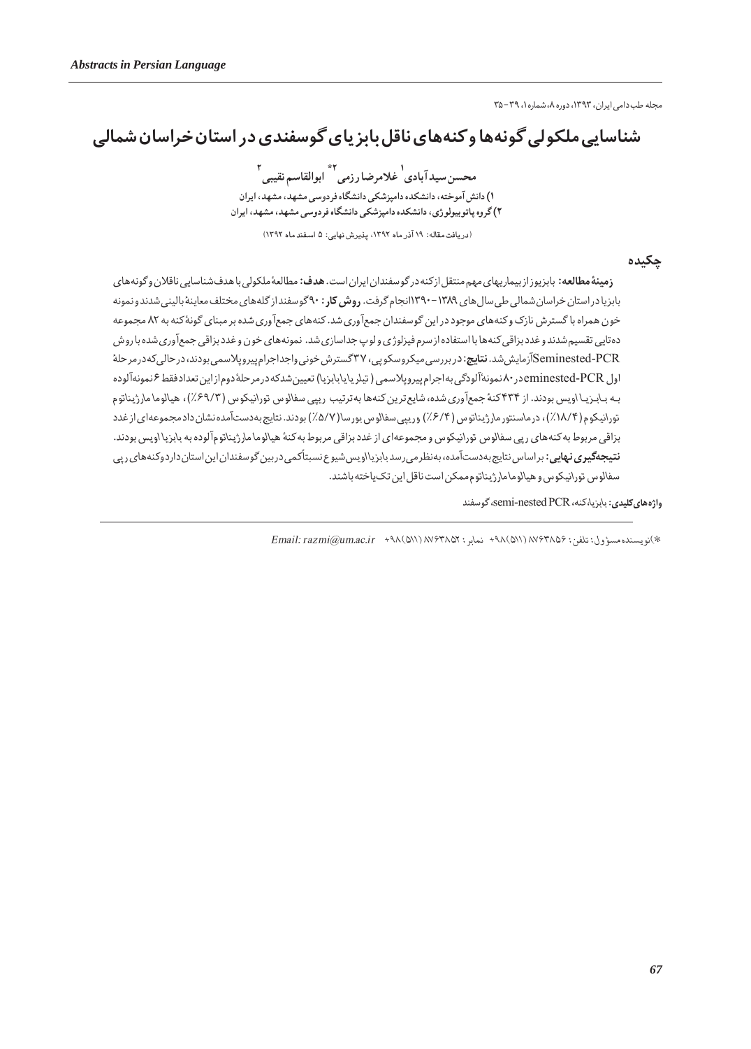# شناسایی ملکولی گونه‌ها و کنه‌های ناقل بابزیای گوسفندی در استان خراسان شمالی

**محسن سیدآبادی[1] غلامرضا رزمی[2*] ابوالقاسم نقیبی[2]**

**۱) دانش آموخته، دانشکده دامپزشکی دانشگاه فردوسی مشهد، مشهد، ایران**
**۲) گروه پاتوبیولوژی، دانشکده دامپزشکی دانشگاه فردوسی مشهد، مشهد، ایران**

(دریافت مقاله: ۱۹ آذر ماه ۱۳۹۲، پذیرش نهایی: ۵ اسفند ماه ۱۳۹۲)

## چکیده

**زمینهٔ مطالعه:** بابزیوز از بیماریهای مهم منتقل از کنه در گوسفندان ایران است. **هدف:** مطالعهٔ ملکولی با هدف شناسایی ناقلان و گونه‌های بابزیا در استان خراسان شمالی طی سال های ۱۳۸۹-۱۳۹۰ انجام گرفت. **روش کار:** ۹۰ گوسفند از گله‌های مختلف معاینهٔ بالینی شدند و نمونه خون همراه با گسترش نازک و کنه‌های موجود در این گوسفندان جمع‌آوری شد. کنه‌های جمع‌آوری شده بر مبنای گونهٔ کنه به ۸۲ مجموعه ده‌تایی تقسیم شدند و غدد بزاقی کنه‌ها با استفاده از سرم فیزلوژی و لوپ جداسازی شد. نمونه‌های خون و غدد بزاقی جمع‌آوری شده با روش Seminested-PCR آزمایش شد. **نتایج:** در بررسی میکروسکوپی، ۳۷ گسترش خونی واجد اجرام پیروپلاسمی بودند، در حالی‌که در مرحلهٔ اول eminested-PCR در ۸۰ نمونهٔ آلودگی به اجرام پیروپلاسمی (تیلریا یا بابزیا) تعیین شد که در مرحلهٔ دوم از این تعداد فقط ۶ نمونهٔ آلوده بـه بـابـزیـا اویس بودند. از ۴۳۴ کنهٔ جمع‌آوری شده، شایع‌ترین کنه‌ها به‌ترتیب ریپی سفالوس تورانیکوس (۶۹/۳٪)، هیالوما مارژیناتوم تورانیکوم (۱۸/۴٪)، درماسنتور مارژیناتوس (۶/۴٪) و ریپی سفالوس بورسا (۵/۷٪) بودند. نتایج به‌دست‌آمده نشان داد مجموعه‌ای از غدد بزاقی مربوط به کنه‌های ریپی سفالوس تورانیکوس و مجموعه‌ای از غدد بزاقی مربوط به کنهٔ هیالوما مارژیناتوم آلوده به بابزیا اویس بودند. **نتیجه‌گیری نهایی:** بر اساس نتایج به‌دست‌آمده، به‌نظر می‌رسد بابزیا اویس شیوع نسبتاً کمی در بین گوسفندان این استان دارد و کنه‌های ریپی سفالوس تورانیکوس و هیالوما مارژیناتوم ممکن است ناقل این تک‌یاخته باشند.

**واژه‌های کلیدی:** بابزیا، کنه، semi-nested PCR، گوسفند

*) نویسنده مسؤول: تلفن: ۸۷۶۳۸۵۶ (۵۱۱) ۹۸+ نمابر: ۸۷۶۳۸۵۲ (۵۱۱) ۹۸+ *Email: razmi@um.ac.ir*